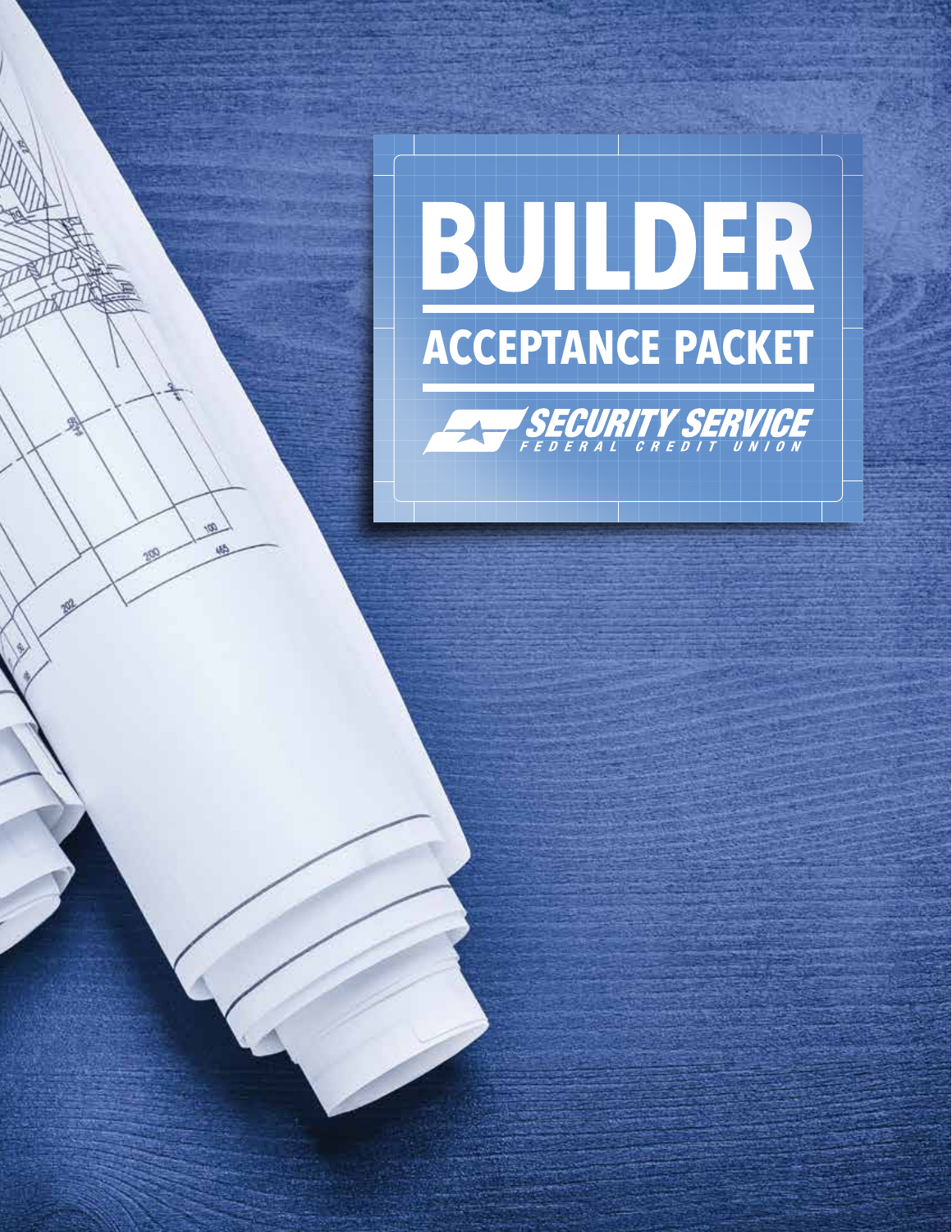# BUILDER

## ACCEPTANCE PACKET

SECURITY SERVICE
FEDERAL CREDIT UNION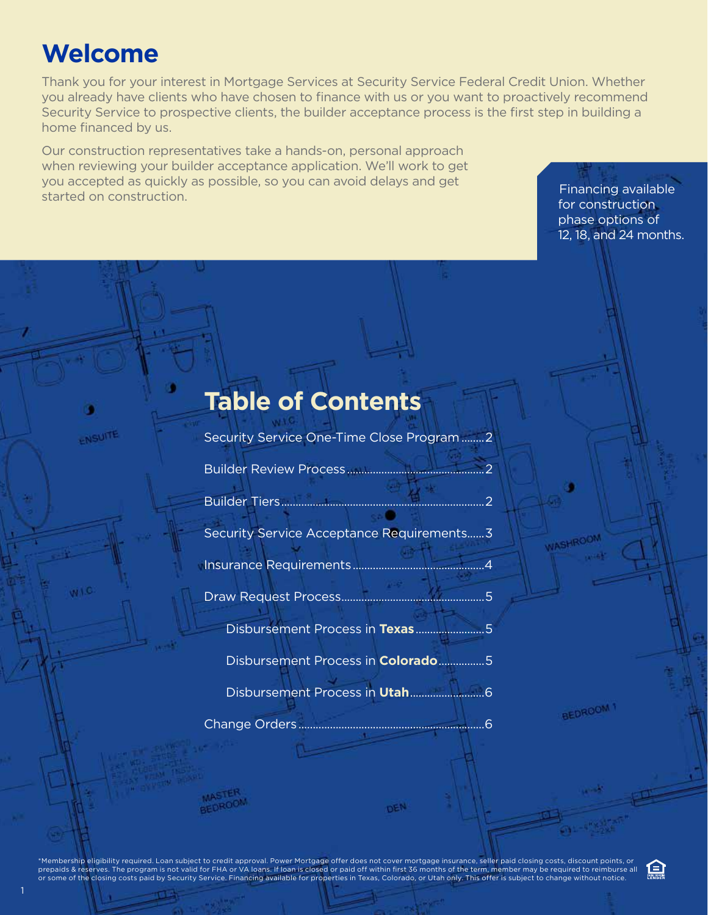# Welcome

Thank you for your interest in Mortgage Services at Security Service Federal Credit Union. Whether you already have clients who have chosen to finance with us or you want to proactively recommend Security Service to prospective clients, the builder acceptance process is the first step in building a home financed by us.

Our construction representatives take a hands-on, personal approach when reviewing your builder acceptance application. We'll work to get you accepted as quickly as possible, so you can avoid delays and get started on construction.

Financing available for construction phase options of 12, 18, and 24 months.

# Table of Contents

- Security Service One-Time Close Program ........ 2
- Builder Review Process ........ 2
- Builder Tiers ........ 2
- Security Service Acceptance Requirements ...... 3
- Insurance Requirements ........ 4
- Draw Request Process ........ 5
  - Disbursement Process in **Texas** ........ 5
  - Disbursement Process in **Colorado** ........ 5
  - Disbursement Process in **Utah** ........ 6
- Change Orders ........ 6

*Membership eligibility required. Loan subject to credit approval. Power Mortgage offer does not cover mortgage insurance, seller paid closing costs, discount points, or prepaids & reserves. The program is not valid for FHA or VA loans. If loan is closed or paid off within first 36 months of the term, member may be required to reimburse all or some of the closing costs paid by Security Service. Financing available for properties in Texas, Colorado, or Utah only. This offer is subject to change without notice.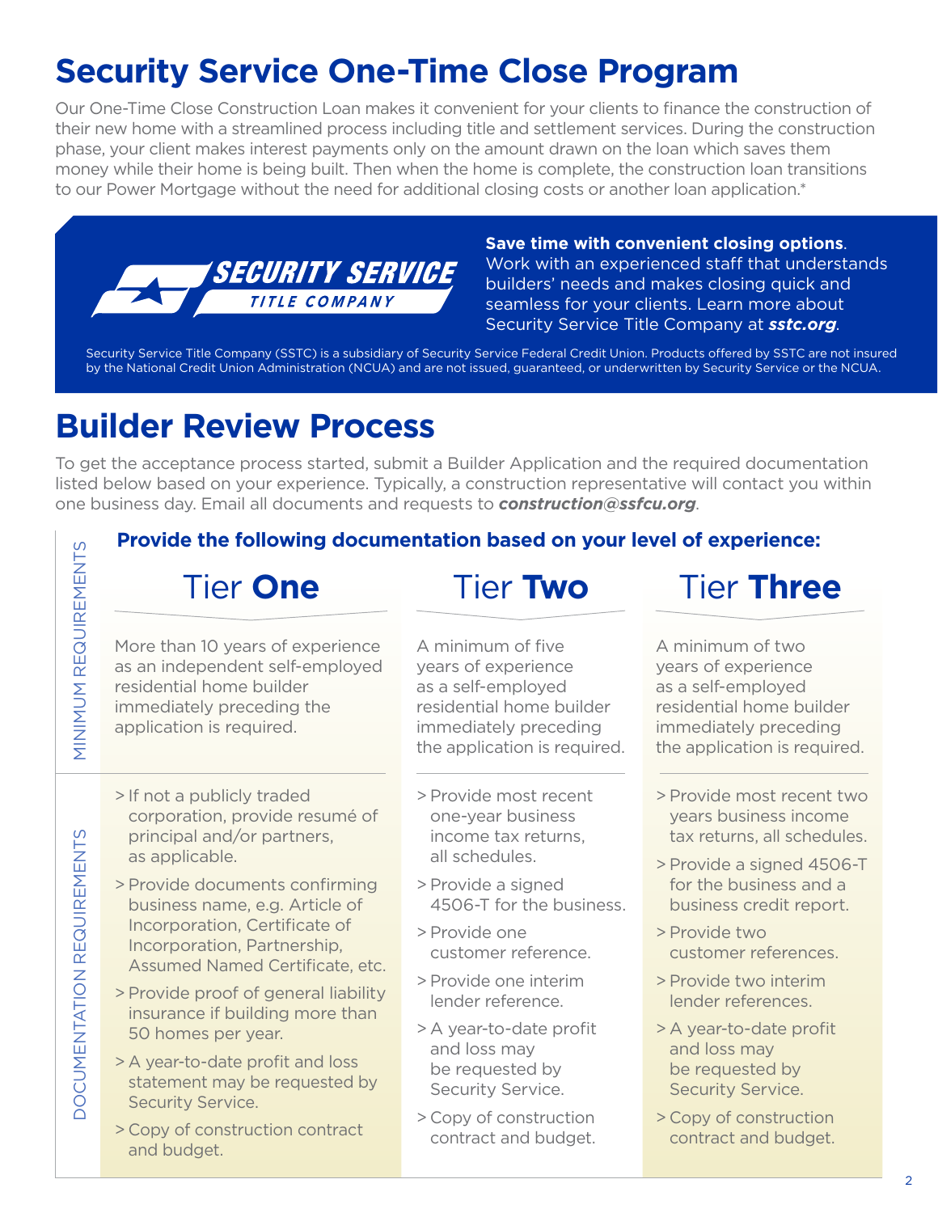# Security Service One-Time Close Program

Our One-Time Close Construction Loan makes it convenient for your clients to finance the construction of their new home with a streamlined process including title and settlement services. During the construction phase, your client makes interest payments only on the amount drawn on the loan which saves them money while their home is being built. Then when the home is complete, the construction loan transitions to our Power Mortgage without the need for additional closing costs or another loan application.*

SECURITY SERVICE TITLE COMPANY

**Save time with convenient closing options**. Work with an experienced staff that understands builders' needs and makes closing quick and seamless for your clients. Learn more about Security Service Title Company at ***sstc.org***.

Security Service Title Company (SSTC) is a subsidiary of Security Service Federal Credit Union. Products offered by SSTC are not insured by the National Credit Union Administration (NCUA) and are not issued, guaranteed, or underwritten by Security Service or the NCUA.

# Builder Review Process

To get the acceptance process started, submit a Builder Application and the required documentation listed below based on your experience. Typically, a construction representative will contact you within one business day. Email all documents and requests to ***construction@ssfcu.org***.

### Provide the following documentation based on your level of experience:

| | Tier **One** | Tier **Two** | Tier **Three** |
|---|---|---|---|
| MINIMUM REQUIREMENTS | More than 10 years of experience as an independent self-employed residential home builder immediately preceding the application is required. | A minimum of five years of experience as a self-employed residential home builder immediately preceding the application is required. | A minimum of two years of experience as a self-employed residential home builder immediately preceding the application is required. |
| DOCUMENTATION REQUIREMENTS | > If not a publicly traded corporation, provide resumé of principal and/or partners, as applicable.<br>> Provide documents confirming business name, e.g. Article of Incorporation, Certificate of Incorporation, Partnership, Assumed Named Certificate, etc.<br>> Provide proof of general liability insurance if building more than 50 homes per year.<br>> A year-to-date profit and loss statement may be requested by Security Service.<br>> Copy of construction contract and budget. | > Provide most recent one-year business income tax returns, all schedules.<br>> Provide a signed 4506-T for the business.<br>> Provide one customer reference.<br>> Provide one interim lender reference.<br>> A year-to-date profit and loss may be requested by Security Service.<br>> Copy of construction contract and budget. | > Provide most recent two years business income tax returns, all schedules.<br>> Provide a signed 4506-T for the business and a business credit report.<br>> Provide two customer references.<br>> Provide two interim lender references.<br>> A year-to-date profit and loss may be requested by Security Service.<br>> Copy of construction contract and budget. |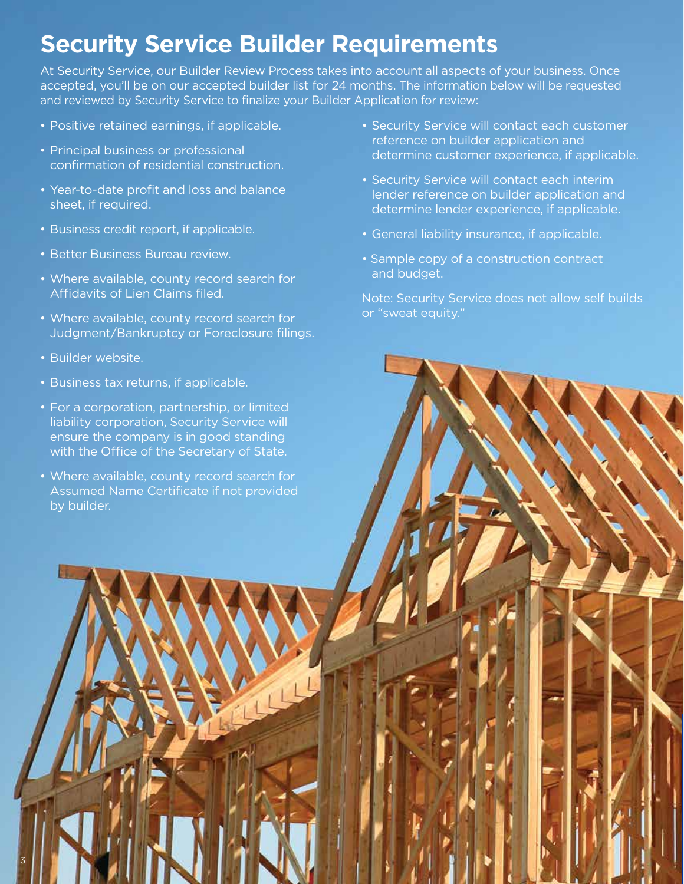# Security Service Builder Requirements

At Security Service, our Builder Review Process takes into account all aspects of your business. Once accepted, you'll be on our accepted builder list for 24 months. The information below will be requested and reviewed by Security Service to finalize your Builder Application for review:

- Positive retained earnings, if applicable.
- Principal business or professional confirmation of residential construction.
- Year-to-date profit and loss and balance sheet, if required.
- Business credit report, if applicable.
- Better Business Bureau review.
- Where available, county record search for Affidavits of Lien Claims filed.
- Where available, county record search for Judgment/Bankruptcy or Foreclosure filings.
- Builder website.
- Business tax returns, if applicable.
- For a corporation, partnership, or limited liability corporation, Security Service will ensure the company is in good standing with the Office of the Secretary of State.
- Where available, county record search for Assumed Name Certificate if not provided by builder.
- Security Service will contact each customer reference on builder application and determine customer experience, if applicable.
- Security Service will contact each interim lender reference on builder application and determine lender experience, if applicable.
- General liability insurance, if applicable.
- Sample copy of a construction contract and budget.

Note: Security Service does not allow self builds or "sweat equity."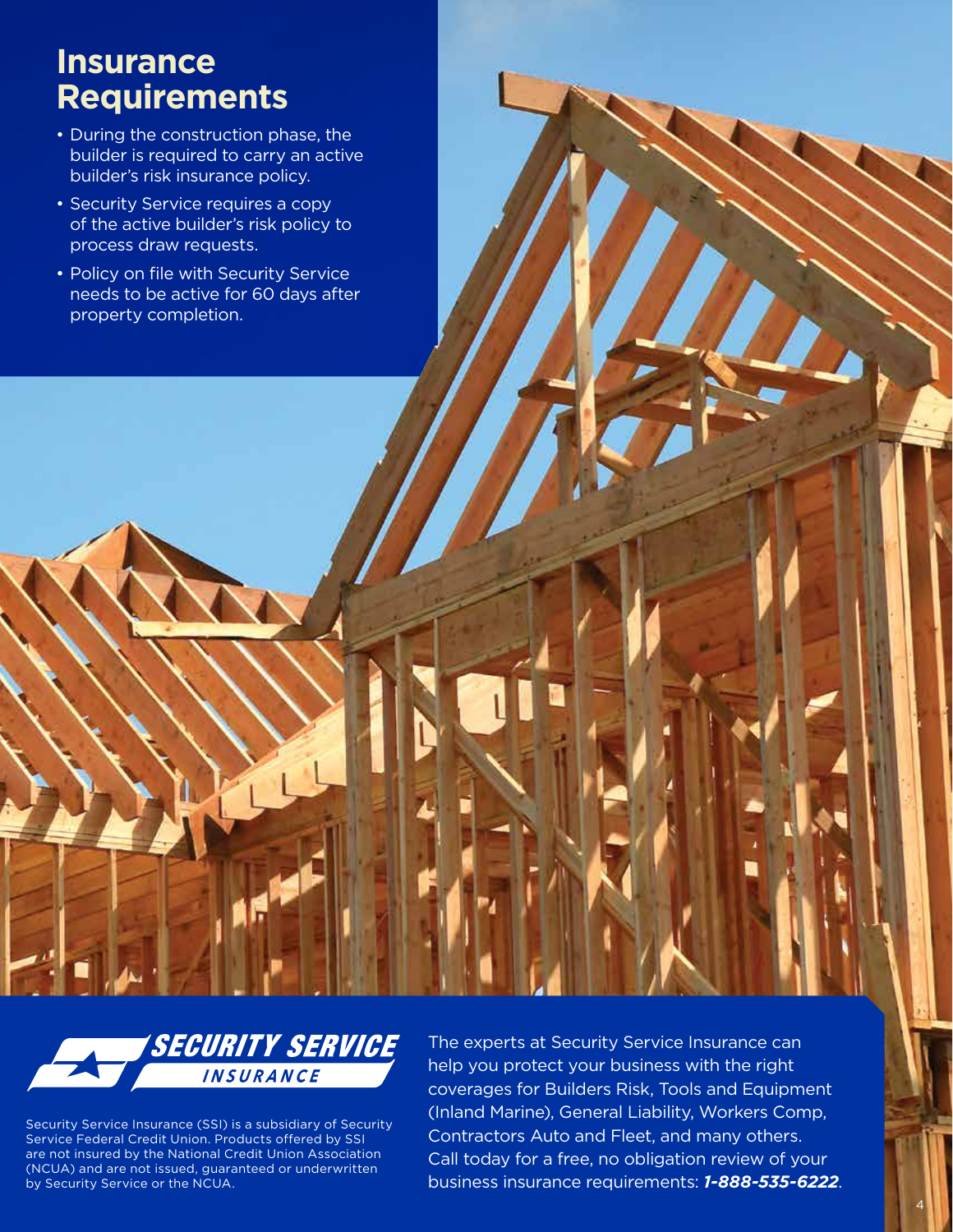# Insurance Requirements

- During the construction phase, the builder is required to carry an active builder's risk insurance policy.
- Security Service requires a copy of the active builder's risk policy to process draw requests.
- Policy on file with Security Service needs to be active for 60 days after property completion.

**SECURITY SERVICE INSURANCE**

Security Service Insurance (SSI) is a subsidiary of Security Service Federal Credit Union. Products offered by SSI are not insured by the National Credit Union Association (NCUA) and are not issued, guaranteed or underwritten by Security Service or the NCUA.

The experts at Security Service Insurance can help you protect your business with the right coverages for Builders Risk, Tools and Equipment (Inland Marine), General Liability, Workers Comp, Contractors Auto and Fleet, and many others. Call today for a free, no obligation review of your business insurance requirements: ***1-888-535-6222***.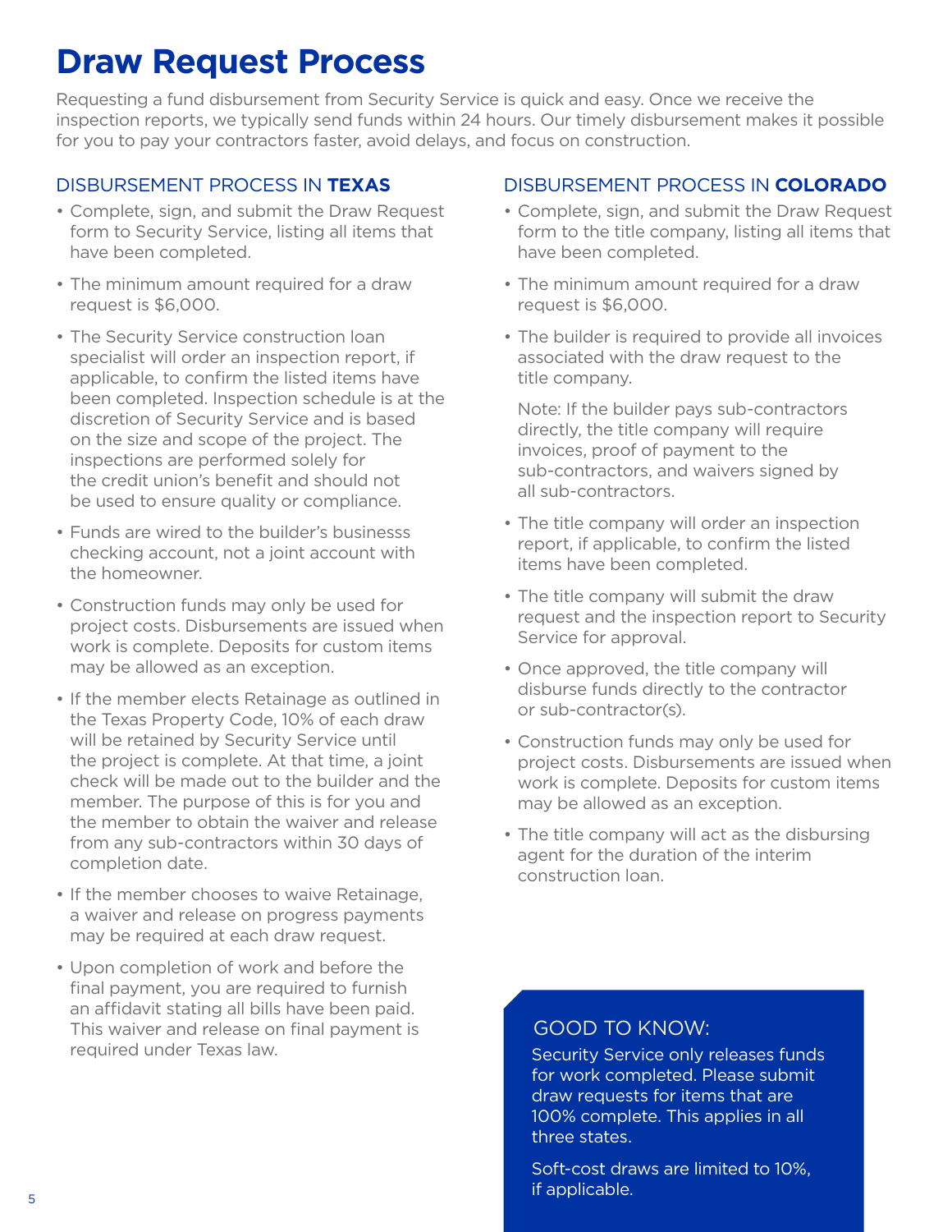# Draw Request Process

Requesting a fund disbursement from Security Service is quick and easy. Once we receive the inspection reports, we typically send funds within 24 hours. Our timely disbursement makes it possible for you to pay your contractors faster, avoid delays, and focus on construction.

## DISBURSEMENT PROCESS IN **TEXAS**

- Complete, sign, and submit the Draw Request form to Security Service, listing all items that have been completed.
- The minimum amount required for a draw request is $6,000.
- The Security Service construction loan specialist will order an inspection report, if applicable, to confirm the listed items have been completed. Inspection schedule is at the discretion of Security Service and is based on the size and scope of the project. The inspections are performed solely for the credit union's benefit and should not be used to ensure quality or compliance.
- Funds are wired to the builder's businesss checking account, not a joint account with the homeowner.
- Construction funds may only be used for project costs. Disbursements are issued when work is complete. Deposits for custom items may be allowed as an exception.
- If the member elects Retainage as outlined in the Texas Property Code, 10% of each draw will be retained by Security Service until the project is complete. At that time, a joint check will be made out to the builder and the member. The purpose of this is for you and the member to obtain the waiver and release from any sub-contractors within 30 days of completion date.
- If the member chooses to waive Retainage, a waiver and release on progress payments may be required at each draw request.
- Upon completion of work and before the final payment, you are required to furnish an affidavit stating all bills have been paid. This waiver and release on final payment is required under Texas law.

## DISBURSEMENT PROCESS IN **COLORADO**

- Complete, sign, and submit the Draw Request form to the title company, listing all items that have been completed.
- The minimum amount required for a draw request is $6,000.
- The builder is required to provide all invoices associated with the draw request to the title company.

  Note: If the builder pays sub-contractors directly, the title company will require invoices, proof of payment to the sub-contractors, and waivers signed by all sub-contractors.
- The title company will order an inspection report, if applicable, to confirm the listed items have been completed.
- The title company will submit the draw request and the inspection report to Security Service for approval.
- Once approved, the title company will disburse funds directly to the contractor or sub-contractor(s).
- Construction funds may only be used for project costs. Disbursements are issued when work is complete. Deposits for custom items may be allowed as an exception.
- The title company will act as the disbursing agent for the duration of the interim construction loan.

### GOOD TO KNOW:

Security Service only releases funds for work completed. Please submit draw requests for items that are 100% complete. This applies in all three states.

Soft-cost draws are limited to 10%, if applicable.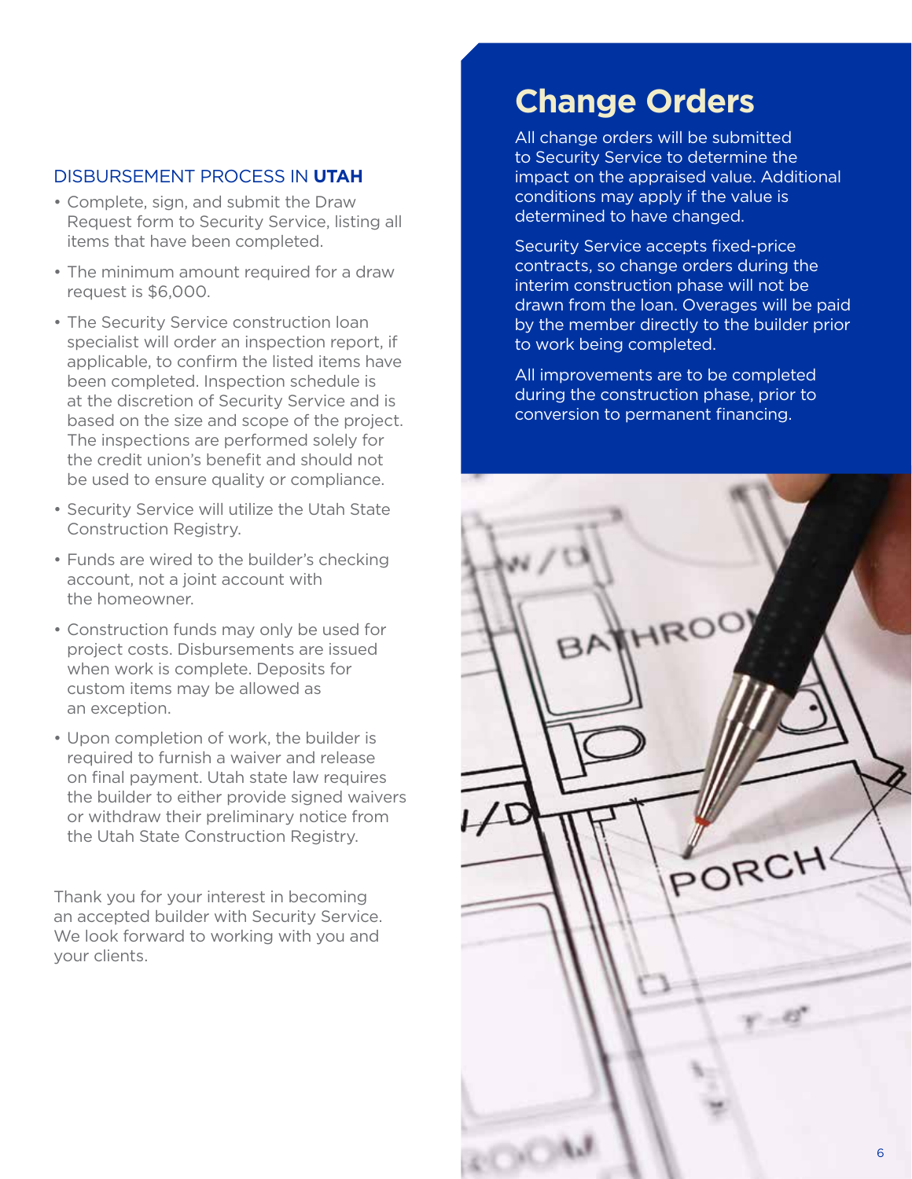## DISBURSEMENT PROCESS IN **UTAH**

- Complete, sign, and submit the Draw Request form to Security Service, listing all items that have been completed.
- The minimum amount required for a draw request is $6,000.
- The Security Service construction loan specialist will order an inspection report, if applicable, to confirm the listed items have been completed. Inspection schedule is at the discretion of Security Service and is based on the size and scope of the project. The inspections are performed solely for the credit union's benefit and should not be used to ensure quality or compliance.
- Security Service will utilize the Utah State Construction Registry.
- Funds are wired to the builder's checking account, not a joint account with the homeowner.
- Construction funds may only be used for project costs. Disbursements are issued when work is complete. Deposits for custom items may be allowed as an exception.
- Upon completion of work, the builder is required to furnish a waiver and release on final payment. Utah state law requires the builder to either provide signed waivers or withdraw their preliminary notice from the Utah State Construction Registry.

Thank you for your interest in becoming an accepted builder with Security Service. We look forward to working with you and your clients.

# Change Orders

All change orders will be submitted to Security Service to determine the impact on the appraised value. Additional conditions may apply if the value is determined to have changed.

Security Service accepts fixed-price contracts, so change orders during the interim construction phase will not be drawn from the loan. Overages will be paid by the member directly to the builder prior to work being completed.

All improvements are to be completed during the construction phase, prior to conversion to permanent financing.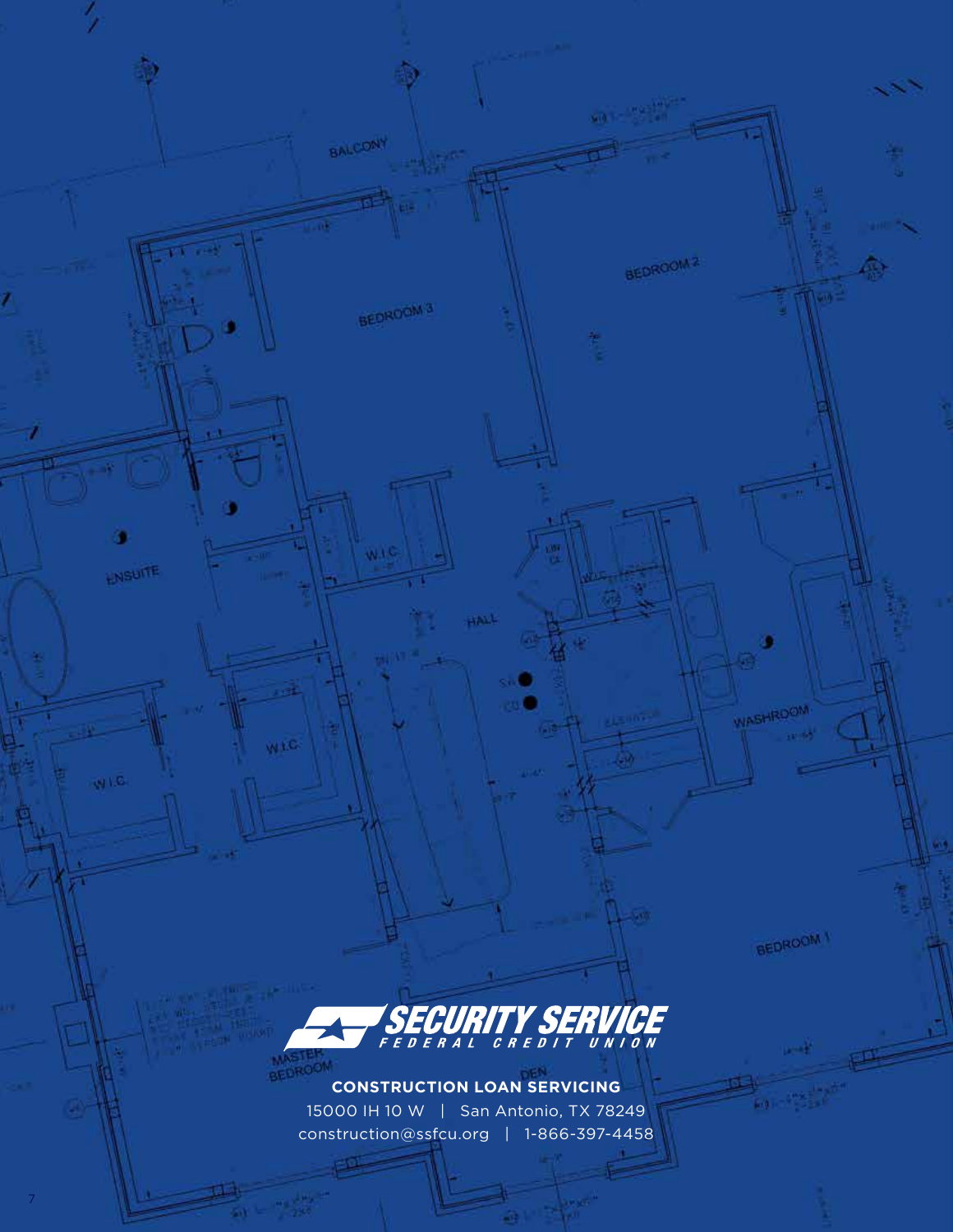**SECURITY SERVICE**
FEDERAL CREDIT UNION

**CONSTRUCTION LOAN SERVICING**

15000 IH 10 W | San Antonio, TX 78249

construction@ssfcu.org | 1-866-397-4458